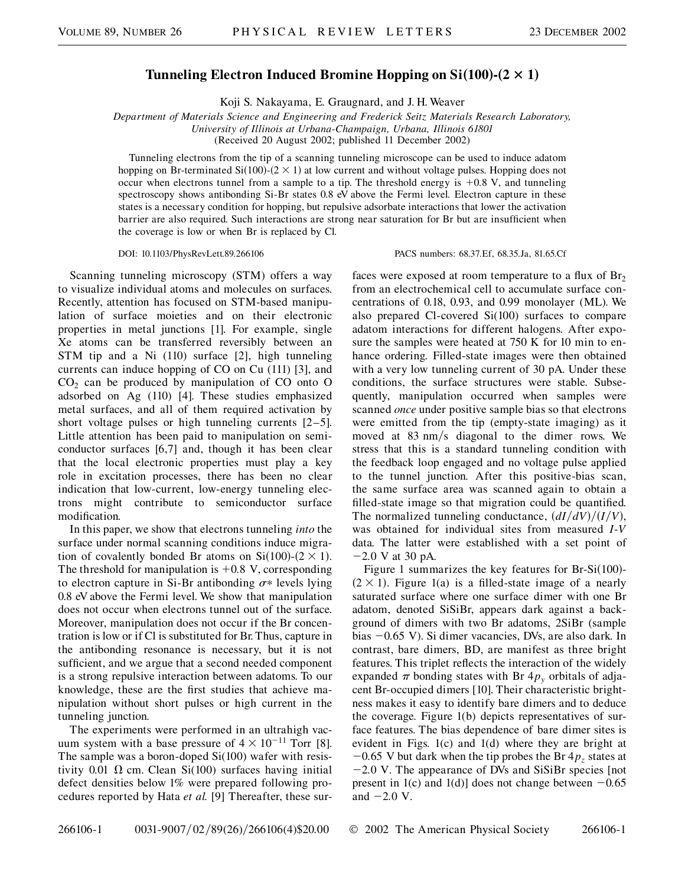# Tunneling Electron Induced Bromine Hopping on Si(100)-(2 × 1)

Koji S. Nakayama, E. Graugnard, and J. H. Weaver

*Department of Materials Science and Engineering and Frederick Seitz Materials Research Laboratory, University of Illinois at Urbana-Champaign, Urbana, Illinois 61801*

(Received 20 August 2002; published 11 December 2002)

Tunneling electrons from the tip of a scanning tunneling microscope can be used to induce adatom hopping on Br-terminated Si(100)-(2 × 1) at low current and without voltage pulses. Hopping does not occur when electrons tunnel from a sample to a tip. The threshold energy is +0.8 V, and tunneling spectroscopy shows antibonding Si-Br states 0.8 eV above the Fermi level. Electron capture in these states is a necessary condition for hopping, but repulsive adsorbate interactions that lower the activation barrier are also required. Such interactions are strong near saturation for Br but are insufficient when the coverage is low or when Br is replaced by Cl.

DOI: 10.1103/PhysRevLett.89.266106 PACS numbers: 68.37.Ef, 68.35.Ja, 81.65.Cf

Scanning tunneling microscopy (STM) offers a way to visualize individual atoms and molecules on surfaces. Recently, attention has focused on STM-based manipulation of surface moieties and on their electronic properties in metal junctions [1]. For example, single Xe atoms can be transferred reversibly between an STM tip and a Ni (110) surface [2], high tunneling currents can induce hopping of CO on Cu (111) [3], and $CO_2$ can be produced by manipulation of CO onto O adsorbed on Ag (110) [4]. These studies emphasized metal surfaces, and all of them required activation by short voltage pulses or high tunneling currents [2–5]. Little attention has been paid to manipulation on semiconductor surfaces [6,7] and, though it has been clear that the local electronic properties must play a key role in excitation processes, there has been no clear indication that low-current, low-energy tunneling electrons might contribute to semiconductor surface modification.

In this paper, we show that electrons tunneling *into* the surface under normal scanning conditions induce migration of covalently bonded Br atoms on Si(100)-(2 × 1). The threshold for manipulation is +0.8 V, corresponding to electron capture in Si-Br antibonding $\sigma*$ levels lying 0.8 eV above the Fermi level. We show that manipulation does not occur when electrons tunnel out of the surface. Moreover, manipulation does not occur if the Br concentration is low or if Cl is substituted for Br. Thus, capture in the antibonding resonance is necessary, but it is not sufficient, and we argue that a second needed component is a strong repulsive interaction between adatoms. To our knowledge, these are the first studies that achieve manipulation without short pulses or high current in the tunneling junction.

The experiments were performed in an ultrahigh vacuum system with a base pressure of $4 \times 10^{-11}$ Torr [8]. The sample was a boron-doped Si(100) wafer with resistivity 0.01 Ω cm. Clean Si(100) surfaces having initial defect densities below 1% were prepared following procedures reported by Hata *et al.* [9] Thereafter, these surfaces were exposed at room temperature to a flux of $Br_2$ from an electrochemical cell to accumulate surface concentrations of 0.18, 0.93, and 0.99 monolayer (ML). We also prepared Cl-covered Si(100) surfaces to compare adatom interactions for different halogens. After exposure the samples were heated at 750 K for 10 min to enhance ordering. Filled-state images were then obtained with a very low tunneling current of 30 pA. Under these conditions, the surface structures were stable. Subsequently, manipulation occurred when samples were scanned *once* under positive sample bias so that electrons were emitted from the tip (empty-state imaging) as it moved at 83 nm/s diagonal to the dimer rows. We stress that this is a standard tunneling condition with the feedback loop engaged and no voltage pulse applied to the tunnel junction. After this positive-bias scan, the same surface area was scanned again to obtain a filled-state image so that migration could be quantified. The normalized tunneling conductance, $(dI/dV)/(I/V)$, was obtained for individual sites from measured *I-V* data. The latter were established with a set point of −2.0 V at 30 pA.

Figure 1 summarizes the key features for Br-Si(100)-(2 × 1). Figure 1(a) is a filled-state image of a nearly saturated surface where one surface dimer with one Br adatom, denoted SiSiBr, appears dark against a background of dimers with two Br adatoms, 2SiBr (sample bias −0.65 V). Si dimer vacancies, DVs, are also dark. In contrast, bare dimers, BD, are manifest as three bright features. This triplet reflects the interaction of the widely expanded $\pi$ bonding states with Br $4p_y$ orbitals of adjacent Br-occupied dimers [10]. Their characteristic brightness makes it easy to identify bare dimers and to deduce the coverage. Figure 1(b) depicts representatives of surface features. The bias dependence of bare dimer sites is evident in Figs. 1(c) and 1(d) where they are bright at −0.65 V but dark when the tip probes the Br $4p_z$ states at −2.0 V. The appearance of DVs and SiSiBr species [not present in 1(c) and 1(d)] does not change between −0.65 and −2.0 V.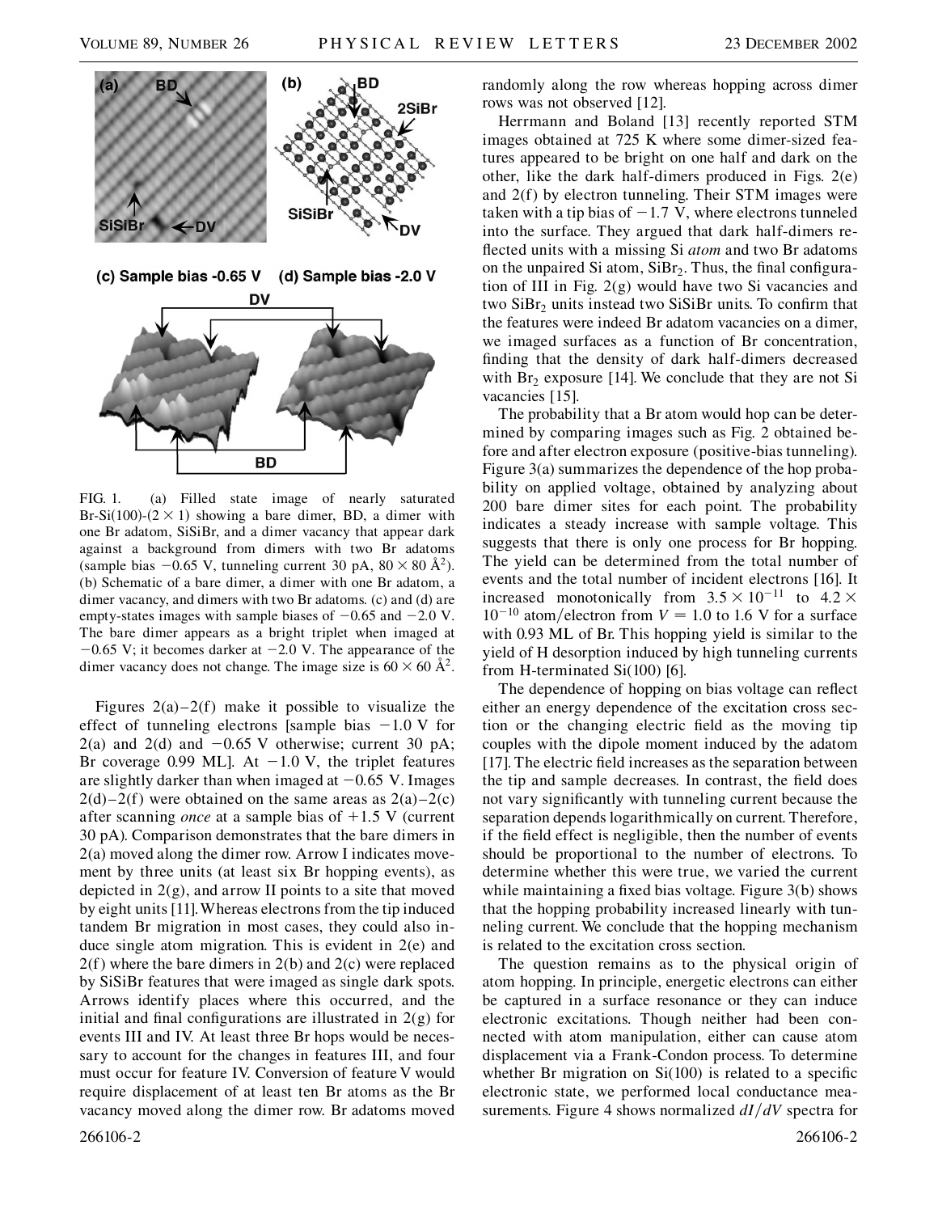FIG. 1. (a) Filled state image of nearly saturated Br-Si(100)-(2 × 1) showing a bare dimer, BD, a dimer with one Br adatom, SiSiBr, and a dimer vacancy that appear dark against a background from dimers with two Br adatoms (sample bias −0.65 V, tunneling current 30 pA, 80 × 80 Å$^2$). (b) Schematic of a bare dimer, a dimer with one Br adatom, a dimer vacancy, and dimers with two Br adatoms. (c) and (d) are empty-states images with sample biases of −0.65 and −2.0 V. The bare dimer appears as a bright triplet when imaged at −0.65 V; it becomes darker at −2.0 V. The appearance of the dimer vacancy does not change. The image size is 60 × 60 Å$^2$.

Figures 2(a)–2(f) make it possible to visualize the effect of tunneling electrons [sample bias −1.0 V for 2(a) and 2(d) and −0.65 V otherwise; current 30 pA; Br coverage 0.99 ML]. At −1.0 V, the triplet features are slightly darker than when imaged at −0.65 V. Images 2(d)–2(f) were obtained on the same areas as 2(a)–2(c) after scanning *once* at a sample bias of +1.5 V (current 30 pA). Comparison demonstrates that the bare dimers in 2(a) moved along the dimer row. Arrow I indicates movement by three units (at least six Br hopping events), as depicted in 2(g), and arrow II points to a site that moved by eight units [11]. Whereas electrons from the tip induced tandem Br migration in most cases, they could also induce single atom migration. This is evident in 2(e) and 2(f) where the bare dimers in 2(b) and 2(c) were replaced by SiSiBr features that were imaged as single dark spots. Arrows identify places where this occurred, and the initial and final configurations are illustrated in 2(g) for events III and IV. At least three Br hops would be necessary to account for the changes in features III, and four must occur for feature IV. Conversion of feature V would require displacement of at least ten Br atoms as the Br vacancy moved along the dimer row. Br adatoms moved randomly along the row whereas hopping across dimer rows was not observed [12].

Herrmann and Boland [13] recently reported STM images obtained at 725 K where some dimer-sized features appeared to be bright on one half and dark on the other, like the dark half-dimers produced in Figs. 2(e) and 2(f) by electron tunneling. Their STM images were taken with a tip bias of −1.7 V, where electrons tunneled into the surface. They argued that dark half-dimers reflected units with a missing Si *atom* and two Br adatoms on the unpaired Si atom, $SiBr_2$. Thus, the final configuration of III in Fig. 2(g) would have two Si vacancies and two $SiBr_2$ units instead two SiSiBr units. To confirm that the features were indeed Br adatom vacancies on a dimer, we imaged surfaces as a function of Br concentration, finding that the density of dark half-dimers decreased with $Br_2$ exposure [14]. We conclude that they are not Si vacancies [15].

The probability that a Br atom would hop can be determined by comparing images such as Fig. 2 obtained before and after electron exposure (positive-bias tunneling). Figure 3(a) summarizes the dependence of the hop probability on applied voltage, obtained by analyzing about 200 bare dimer sites for each point. The probability indicates a steady increase with sample voltage. This suggests that there is only one process for Br hopping. The yield can be determined from the total number of events and the total number of incident electrons [16]. It increased monotonically from $3.5 \times 10^{-11}$ to $4.2 \times 10^{-10}$ atom/electron from $V = 1.0$ to 1.6 V for a surface with 0.93 ML of Br. This hopping yield is similar to the yield of H desorption induced by high tunneling currents from H-terminated Si(100) [6].

The dependence of hopping on bias voltage can reflect either an energy dependence of the excitation cross section or the changing electric field as the moving tip couples with the dipole moment induced by the adatom [17]. The electric field increases as the separation between the tip and sample decreases. In contrast, the field does not vary significantly with tunneling current because the separation depends logarithmically on current. Therefore, if the field effect is negligible, then the number of events should be proportional to the number of electrons. To determine whether this were true, we varied the current while maintaining a fixed bias voltage. Figure 3(b) shows that the hopping probability increased linearly with tunneling current. We conclude that the hopping mechanism is related to the excitation cross section.

The question remains as to the physical origin of atom hopping. In principle, energetic electrons can either be captured in a surface resonance or they can induce electronic excitations. Though neither had been connected with atom manipulation, either can cause atom displacement via a Frank-Condon process. To determine whether Br migration on Si(100) is related to a specific electronic state, we performed local conductance measurements. Figure 4 shows normalized $dI/dV$ spectra for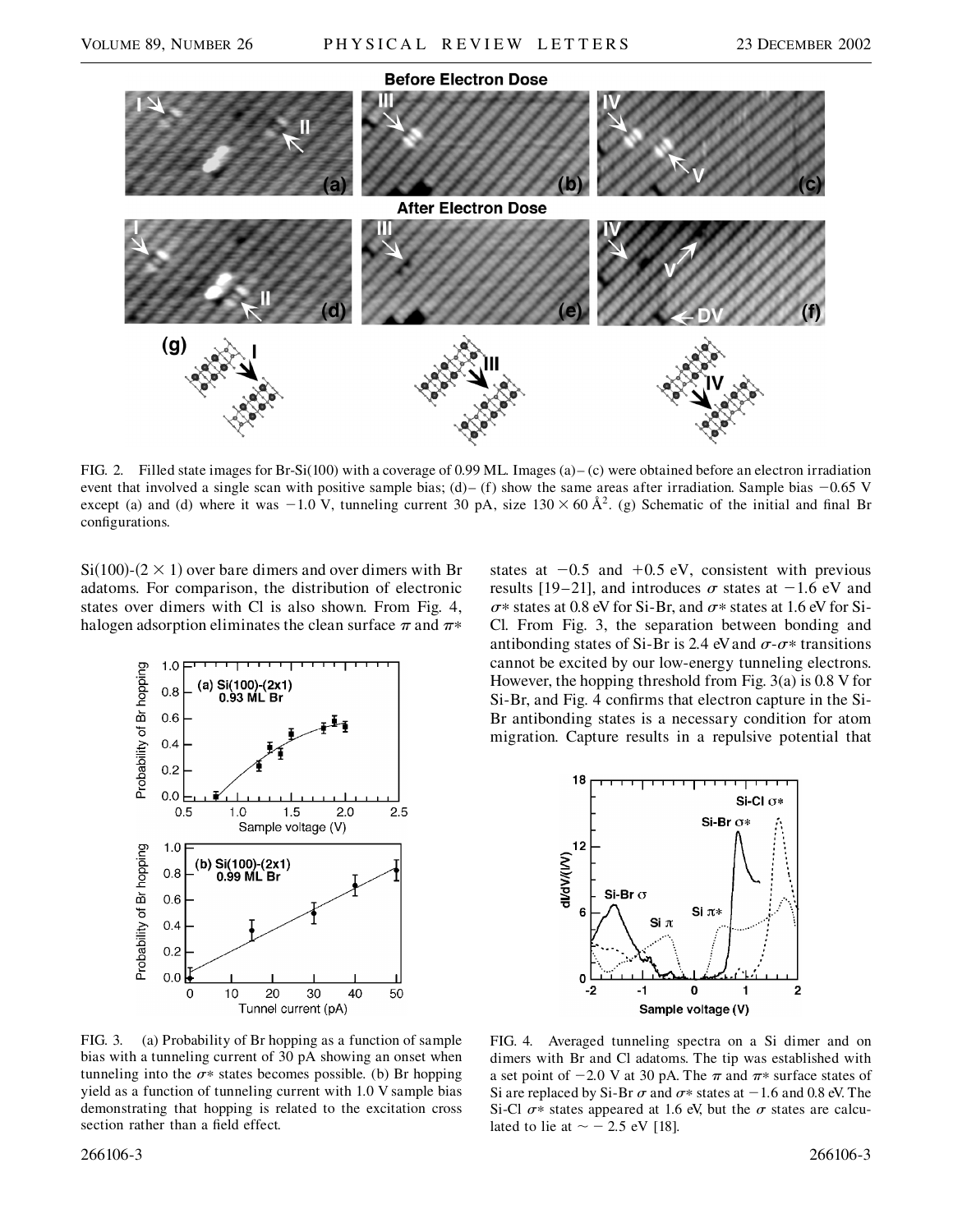FIG. 2. Filled state images for Br-Si(100) with a coverage of 0.99 ML. Images (a)–(c) were obtained before an electron irradiation event that involved a single scan with positive sample bias; (d)–(f) show the same areas after irradiation. Sample bias −0.65 V except (a) and (d) where it was −1.0 V, tunneling current 30 pA, size $130 \times 60$ Å$^2$. (g) Schematic of the initial and final Br configurations.

Si(100)-($2 \times 1$) over bare dimers and over dimers with Br adatoms. For comparison, the distribution of electronic states over dimers with Cl is also shown. From Fig. 4, halogen adsorption eliminates the clean surface $\pi$ and $\pi*$ states at −0.5 and +0.5 eV, consistent with previous results [19–21], and introduces $\sigma$ states at −1.6 eV and $\sigma*$ states at 0.8 eV for Si-Br, and $\sigma*$ states at 1.6 eV for Si-Cl. From Fig. 3, the separation between bonding and antibonding states of Si-Br is 2.4 eV and $\sigma$-$\sigma*$ transitions cannot be excited by our low-energy tunneling electrons. However, the hopping threshold from Fig. 3(a) is 0.8 V for Si-Br, and Fig. 4 confirms that electron capture in the Si-Br antibonding states is a necessary condition for atom migration. Capture results in a repulsive potential that

FIG. 3. (a) Probability of Br hopping as a function of sample bias with a tunneling current of 30 pA showing an onset when tunneling into the $\sigma*$ states becomes possible. (b) Br hopping yield as a function of tunneling current with 1.0 V sample bias demonstrating that hopping is related to the excitation cross section rather than a field effect.

FIG. 4. Averaged tunneling spectra on a Si dimer and on dimers with Br and Cl adatoms. The tip was established with a set point of −2.0 V at 30 pA. The $\pi$ and $\pi*$ surface states of Si are replaced by Si-Br $\sigma$ and $\sigma*$ states at −1.6 and 0.8 eV. The Si-Cl $\sigma*$ states appeared at 1.6 eV, but the $\sigma$ states are calculated to lie at $\sim -2.5$ eV [18].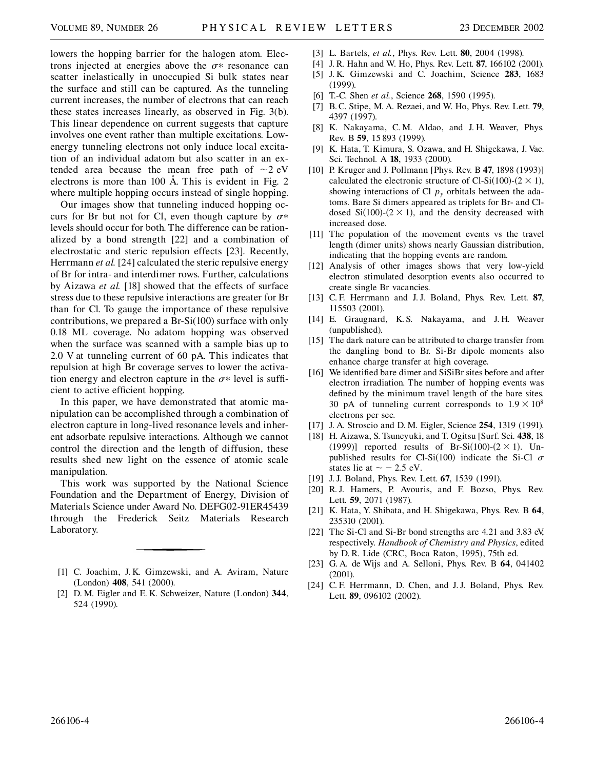lowers the hopping barrier for the halogen atom. Electrons injected at energies above the $\sigma*$ resonance can scatter inelastically in unoccupied Si bulk states near the surface and still can be captured. As the tunneling current increases, the number of electrons that can reach these states increases linearly, as observed in Fig. 3(b). This linear dependence on current suggests that capture involves one event rather than multiple excitations. Low-energy tunneling electrons not only induce local excitation of an individual adatom but also scatter in an extended area because the mean free path of $\sim 2$ eV electrons is more than 100 Å. This is evident in Fig. 2 where multiple hopping occurs instead of single hopping.

Our images show that tunneling induced hopping occurs for Br but not for Cl, even though capture by $\sigma*$ levels should occur for both. The difference can be rationalized by a bond strength [22] and a combination of electrostatic and steric repulsion effects [23]. Recently, Herrmann *et al.* [24] calculated the steric repulsive energy of Br for intra- and interdimer rows. Further, calculations by Aizawa *et al.* [18] showed that the effects of surface stress due to these repulsive interactions are greater for Br than for Cl. To gauge the importance of these repulsive contributions, we prepared a Br-Si(100) surface with only 0.18 ML coverage. No adatom hopping was observed when the surface was scanned with a sample bias up to 2.0 V at tunneling current of 60 pA. This indicates that repulsion at high Br coverage serves to lower the activation energy and electron capture in the $\sigma*$ level is sufficient to active efficient hopping.

In this paper, we have demonstrated that atomic manipulation can be accomplished through a combination of electron capture in long-lived resonance levels and inherent adsorbate repulsive interactions. Although we cannot control the direction and the length of diffusion, these results shed new light on the essence of atomic scale manipulation.

This work was supported by the National Science Foundation and the Department of Energy, Division of Materials Science under Award No. DEFG02-91ER45439 through the Frederick Seitz Materials Research Laboratory.

---

[1] C. Joachim, J. K. Gimzewski, and A. Aviram, Nature (London) **408**, 541 (2000).

[2] D. M. Eigler and E. K. Schweizer, Nature (London) **344**, 524 (1990).

[3] L. Bartels, *et al.*, Phys. Rev. Lett. **80**, 2004 (1998).

[4] J. R. Hahn and W. Ho, Phys. Rev. Lett. **87**, 166102 (2001).

[5] J. K. Gimzewski and C. Joachim, Science **283**, 1683 (1999).

[6] T.-C. Shen *et al.*, Science **268**, 1590 (1995).

[7] B. C. Stipe, M. A. Rezaei, and W. Ho, Phys. Rev. Lett. **79**, 4397 (1997).

[8] K. Nakayama, C. M. Aldao, and J. H. Weaver, Phys. Rev. B **59**, 15 893 (1999).

[9] K. Hata, T. Kimura, S. Ozawa, and H. Shigekawa, J. Vac. Sci. Technol. A **18**, 1933 (2000).

[10] P. Kruger and J. Pollmann [Phys. Rev. B **47**, 1898 (1993)] calculated the electronic structure of Cl-Si(100)-$(2 \times 1)$, showing interactions of Cl $p_y$ orbitals between the adatoms. Bare Si dimers appeared as triplets for Br- and Cl-dosed Si(100)-$(2 \times 1)$, and the density decreased with increased dose.

[11] The population of the movement events vs the travel length (dimer units) shows nearly Gaussian distribution, indicating that the hopping events are random.

[12] Analysis of other images shows that very low-yield electron stimulated desorption events also occurred to create single Br vacancies.

[13] C. F. Herrmann and J. J. Boland, Phys. Rev. Lett. **87**, 115503 (2001).

[14] E. Graugnard, K. S. Nakayama, and J. H. Weaver (unpublished).

[15] The dark nature can be attributed to charge transfer from the dangling bond to Br. Si-Br dipole moments also enhance charge transfer at high coverage.

[16] We identified bare dimer and SiSiBr sites before and after electron irradiation. The number of hopping events was defined by the minimum travel length of the bare sites. 30 pA of tunneling current corresponds to $1.9 \times 10^8$ electrons per sec.

[17] J. A. Stroscio and D. M. Eigler, Science **254**, 1319 (1991).

[18] H. Aizawa, S. Tsuneyuki, and T. Ogitsu [Surf. Sci. **438**, 18 (1999)] reported results of Br-Si(100)-$(2 \times 1)$. Unpublished results for Cl-Si(100) indicate the Si-Cl $\sigma$ states lie at $\sim -2.5$ eV.

[19] J. J. Boland, Phys. Rev. Lett. **67**, 1539 (1991).

[20] R. J. Hamers, P. Avouris, and F. Bozso, Phys. Rev. Lett. **59**, 2071 (1987).

[21] K. Hata, Y. Shibata, and H. Shigekawa, Phys. Rev. B **64**, 235310 (2001).

[22] The Si-Cl and Si-Br bond strengths are 4.21 and 3.83 eV, respectively. *Handbook of Chemistry and Physics*, edited by D. R. Lide (CRC, Boca Raton, 1995), 75th ed.

[23] G. A. de Wijs and A. Selloni, Phys. Rev. B **64**, 041402 (2001).

[24] C. F. Herrmann, D. Chen, and J. J. Boland, Phys. Rev. Lett. **89**, 096102 (2002).